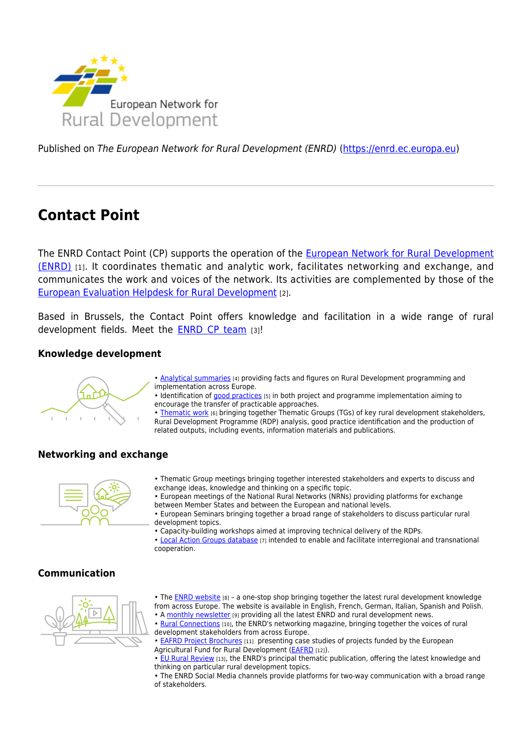Published on *The European Network for Rural Development (ENRD)* (https://enrd.ec.europa.eu)

# Contact Point

The ENRD Contact Point (CP) supports the operation of the European Network for Rural Development (ENRD) [1]. It coordinates thematic and analytic work, facilitates networking and exchange, and communicates the work and voices of the network. Its activities are complemented by those of the European Evaluation Helpdesk for Rural Development [2].

Based in Brussels, the Contact Point offers knowledge and facilitation in a wide range of rural development fields. Meet the ENRD CP team [3]!

### Knowledge development

- Analytical summaries [4] providing facts and figures on Rural Development programming and implementation across Europe.
- Identification of good practices [5] in both project and programme implementation aiming to encourage the transfer of practicable approaches.
- Thematic work [6] bringing together Thematic Groups (TGs) of key rural development stakeholders, Rural Development Programme (RDP) analysis, good practice identification and the production of related outputs, including events, information materials and publications.

### Networking and exchange

- Thematic Group meetings bringing together interested stakeholders and experts to discuss and exchange ideas, knowledge and thinking on a specific topic.
- European meetings of the National Rural Networks (NRNs) providing platforms for exchange between Member States and between the European and national levels.
- European Seminars bringing together a broad range of stakeholders to discuss particular rural development topics.
- Capacity-building workshops aimed at improving technical delivery of the RDPs.
- Local Action Groups database [7] intended to enable and facilitate interregional and transnational cooperation.

### Communication

- The ENRD website [8] – a one-stop shop bringing together the latest rural development knowledge from across Europe. The website is available in English, French, German, Italian, Spanish and Polish.
- A monthly newsletter [9] providing all the latest ENRD and rural development news.
- Rural Connections [10], the ENRD's networking magazine, bringing together the voices of rural development stakeholders from across Europe.
- EAFRD Project Brochures [11] presenting case studies of projects funded by the European Agricultural Fund for Rural Development (EAFRD [12]).
- EU Rural Review [13], the ENRD's principal thematic publication, offering the latest knowledge and thinking on particular rural development topics.
- The ENRD Social Media channels provide platforms for two-way communication with a broad range of stakeholders.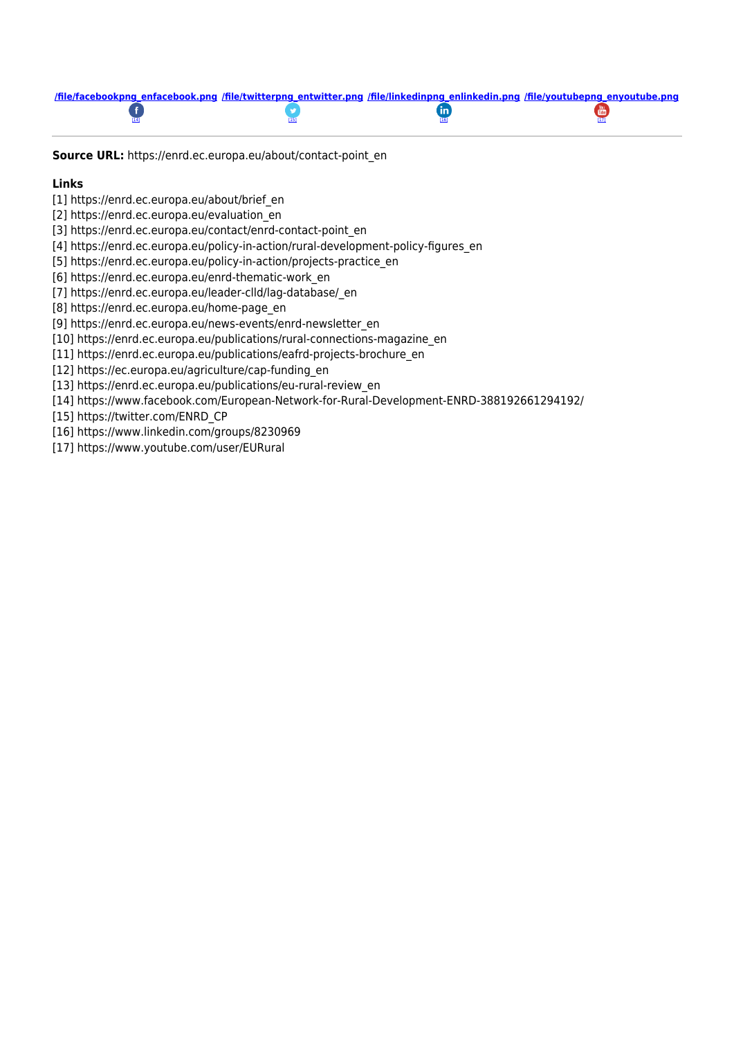[/file/facebookpng_enfacebook.png](https://www.facebook.com/European-Network-for-Rural-Development-ENRD-388192661294192/) [14] [/file/twitterpng_entwitter.png](https://twitter.com/ENRD_CP) [15] [/file/linkedinpng_enlinkedin.png](https://www.linkedin.com/groups/8230969) [16] [/file/youtubepng_enyoutube.png](https://www.youtube.com/user/EURural) [17]

---

**Source URL:** https://enrd.ec.europa.eu/about/contact-point_en

**Links**

[1] https://enrd.ec.europa.eu/about/brief_en
[2] https://enrd.ec.europa.eu/evaluation_en
[3] https://enrd.ec.europa.eu/contact/enrd-contact-point_en
[4] https://enrd.ec.europa.eu/policy-in-action/rural-development-policy-figures_en
[5] https://enrd.ec.europa.eu/policy-in-action/projects-practice_en
[6] https://enrd.ec.europa.eu/enrd-thematic-work_en
[7] https://enrd.ec.europa.eu/leader-clld/lag-database/_en
[8] https://enrd.ec.europa.eu/home-page_en
[9] https://enrd.ec.europa.eu/news-events/enrd-newsletter_en
[10] https://enrd.ec.europa.eu/publications/rural-connections-magazine_en
[11] https://enrd.ec.europa.eu/publications/eafrd-projects-brochure_en
[12] https://ec.europa.eu/agriculture/cap-funding_en
[13] https://enrd.ec.europa.eu/publications/eu-rural-review_en
[14] https://www.facebook.com/European-Network-for-Rural-Development-ENRD-388192661294192/
[15] https://twitter.com/ENRD_CP
[16] https://www.linkedin.com/groups/8230969
[17] https://www.youtube.com/user/EURural